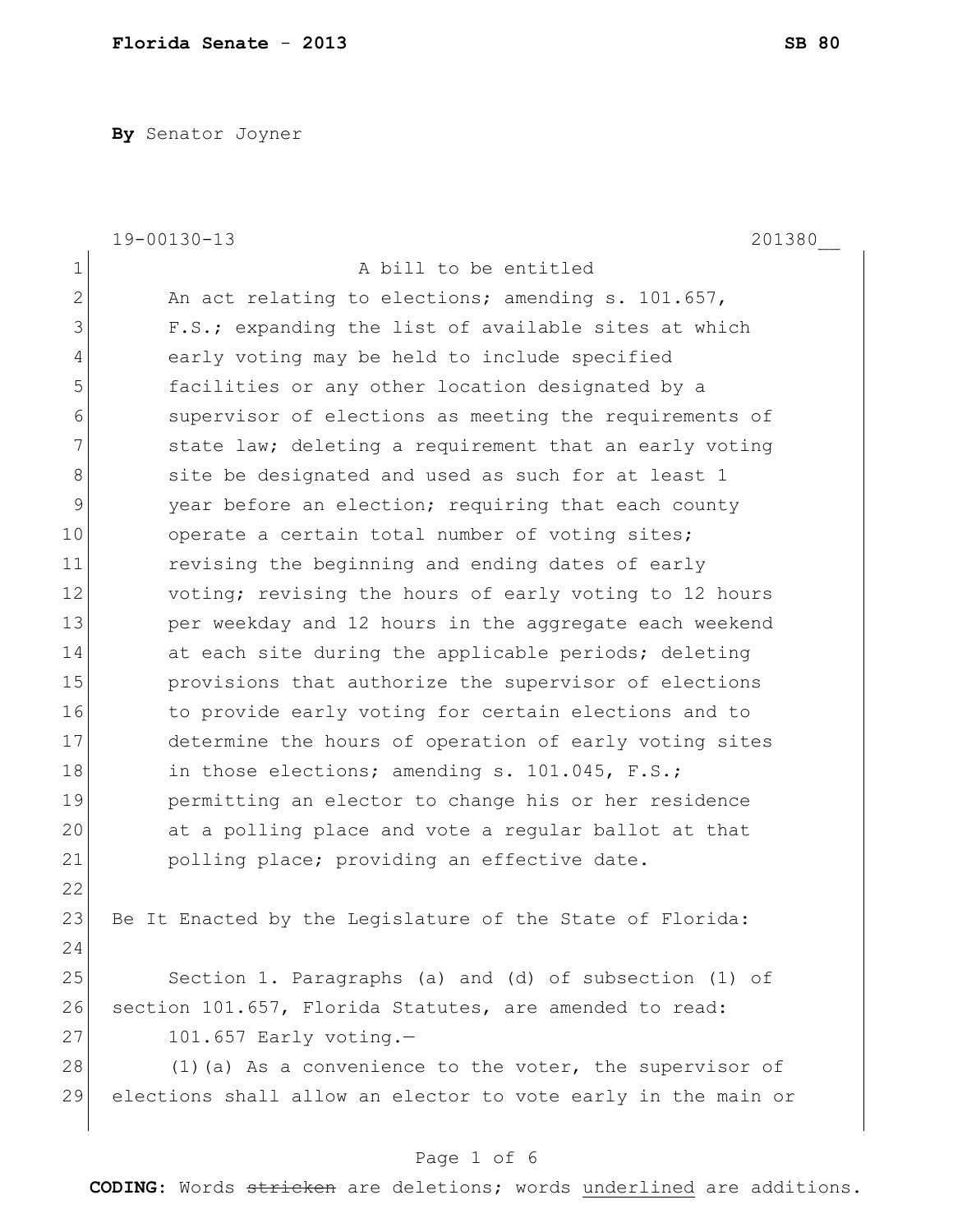**By** Senator Joyner

19-00130-13 201380__

A bill to be entitled

An act relating to elections; amending s. 101.657, F.S.; expanding the list of available sites at which early voting may be held to include specified facilities or any other location designated by a supervisor of elections as meeting the requirements of state law; deleting a requirement that an early voting site be designated and used as such for at least 1 year before an election; requiring that each county operate a certain total number of voting sites; revising the beginning and ending dates of early voting; revising the hours of early voting to 12 hours per weekday and 12 hours in the aggregate each weekend at each site during the applicable periods; deleting provisions that authorize the supervisor of elections to provide early voting for certain elections and to determine the hours of operation of early voting sites in those elections; amending s. 101.045, F.S.; permitting an elector to change his or her residence at a polling place and vote a regular ballot at that polling place; providing an effective date.

Be It Enacted by the Legislature of the State of Florida:

Section 1. Paragraphs (a) and (d) of subsection (1) of section 101.657, Florida Statutes, are amended to read:

101.657 Early voting.—

(1)(a) As a convenience to the voter, the supervisor of elections shall allow an elector to vote early in the main or

**CODING:** Words ~~stricken~~ are deletions; words <u>underlined</u> are additions.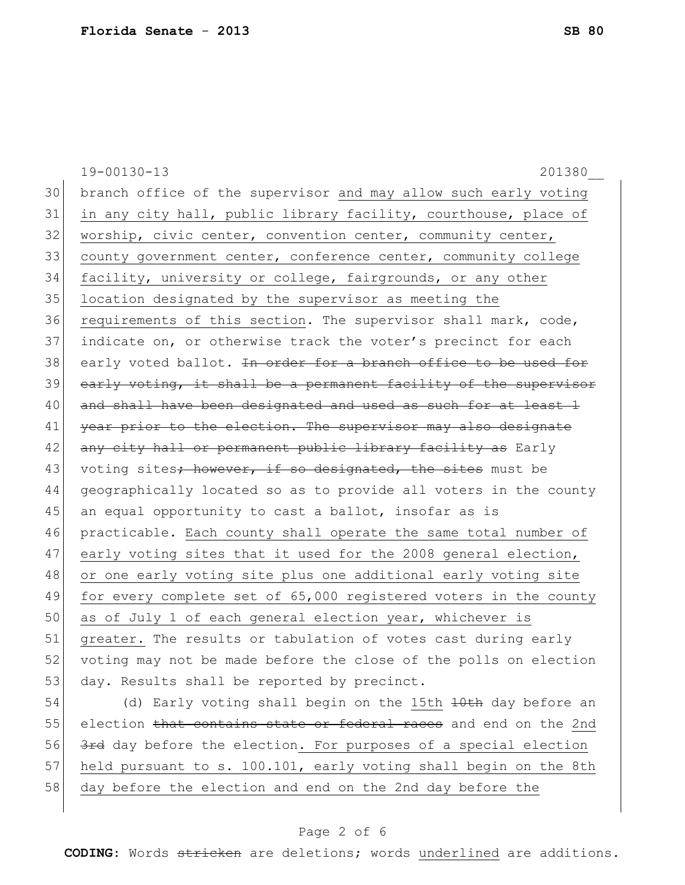branch office of the supervisor <u>and may allow such early voting in any city hall, public library facility, courthouse, place of worship, civic center, convention center, community center, county government center, conference center, community college facility, university or college, fairgrounds, or any other location designated by the supervisor as meeting the requirements of this section</u>. The supervisor shall mark, code, indicate on, or otherwise track the voter's precinct for each early voted ballot. ~~In order for a branch office to be used for early voting, it shall be a permanent facility of the supervisor and shall have been designated and used as such for at least 1 year prior to the election. The supervisor may also designate any city hall or permanent public library facility as~~ Early voting sites~~; however, if so designated, the sites~~ must be geographically located so as to provide all voters in the county an equal opportunity to cast a ballot, insofar as is practicable. <u>Each county shall operate the same total number of early voting sites that it used for the 2008 general election, or one early voting site plus one additional early voting site for every complete set of 65,000 registered voters in the county as of July 1 of each general election year, whichever is greater.</u> The results or tabulation of votes cast during early voting may not be made before the close of the polls on election day. Results shall be reported by precinct.

(d) Early voting shall begin on the <u>15th</u> ~~10th~~ day before an election ~~that contains state or federal races~~ and end on the <u>2nd</u> ~~3rd~~ day before the election<u>. For purposes of a special election held pursuant to s. 100.101, early voting shall begin on the 8th day before the election and end on the 2nd day before the</u>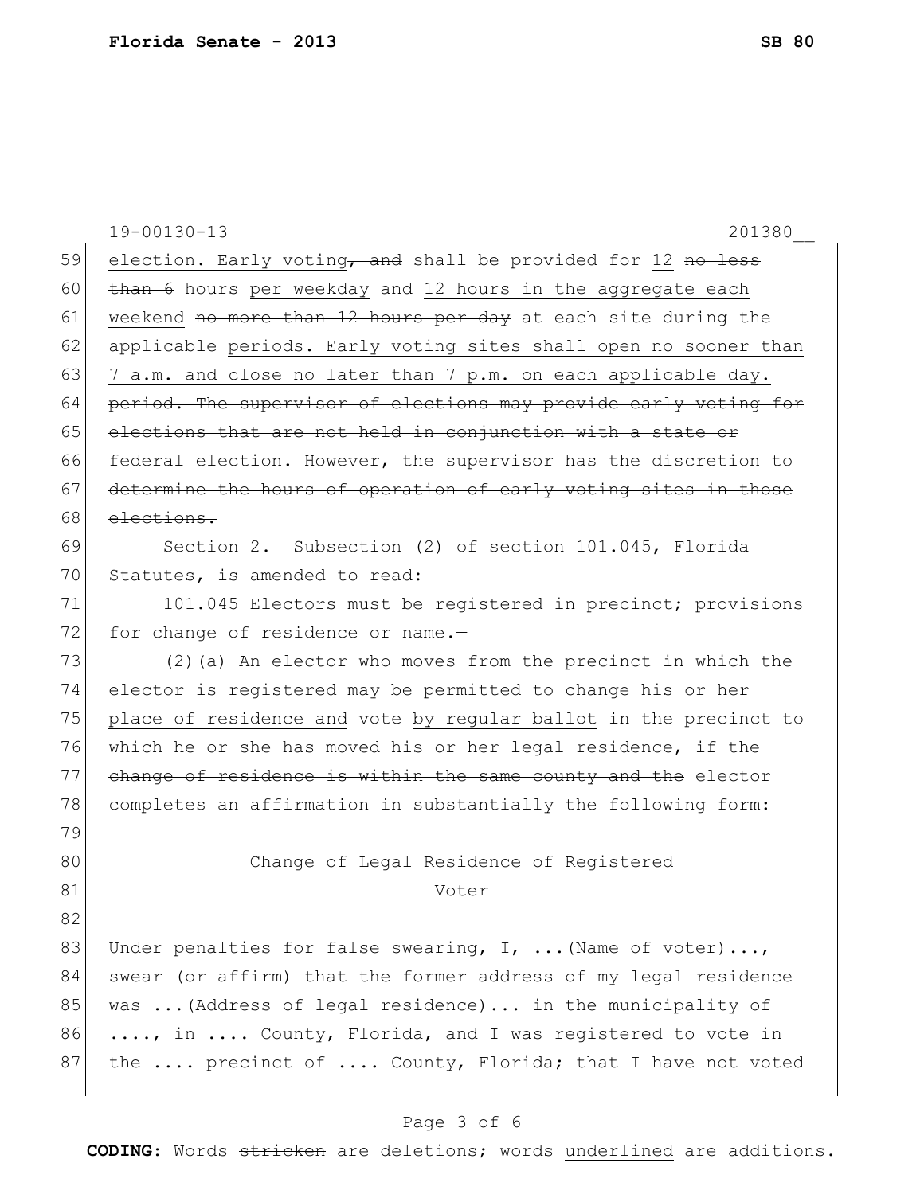19-00130-13 201380__

election. Early voting~~, and~~ shall be provided for <u>12</u> ~~no less than 6~~ hours <u>per weekday</u> and <u>12 hours in the aggregate each weekend</u> ~~no more than 12 hours per day~~ at each site during the applicable <u>periods. Early voting sites shall open no sooner than 7 a.m. and close no later than 7 p.m. on each applicable day.</u> ~~period. The supervisor of elections may provide early voting for elections that are not held in conjunction with a state or federal election. However, the supervisor has the discretion to determine the hours of operation of early voting sites in those elections.~~

Section 2. Subsection (2) of section 101.045, Florida Statutes, is amended to read:

101.045 Electors must be registered in precinct; provisions for change of residence or name.—

(2)(a) An elector who moves from the precinct in which the elector is registered may be permitted to <u>change his or her place of residence and</u> vote <u>by regular ballot</u> in the precinct to which he or she has moved his or her legal residence, if the ~~change of residence is within the same county and the~~ elector completes an affirmation in substantially the following form:

Change of Legal Residence of Registered Voter

Under penalties for false swearing, I, ...(Name of voter)..., swear (or affirm) that the former address of my legal residence was ...(Address of legal residence)... in the municipality of ...., in .... County, Florida, and I was registered to vote in the .... precinct of .... County, Florida; that I have not voted

**CODING:** Words ~~stricken~~ are deletions; words <u>underlined</u> are additions.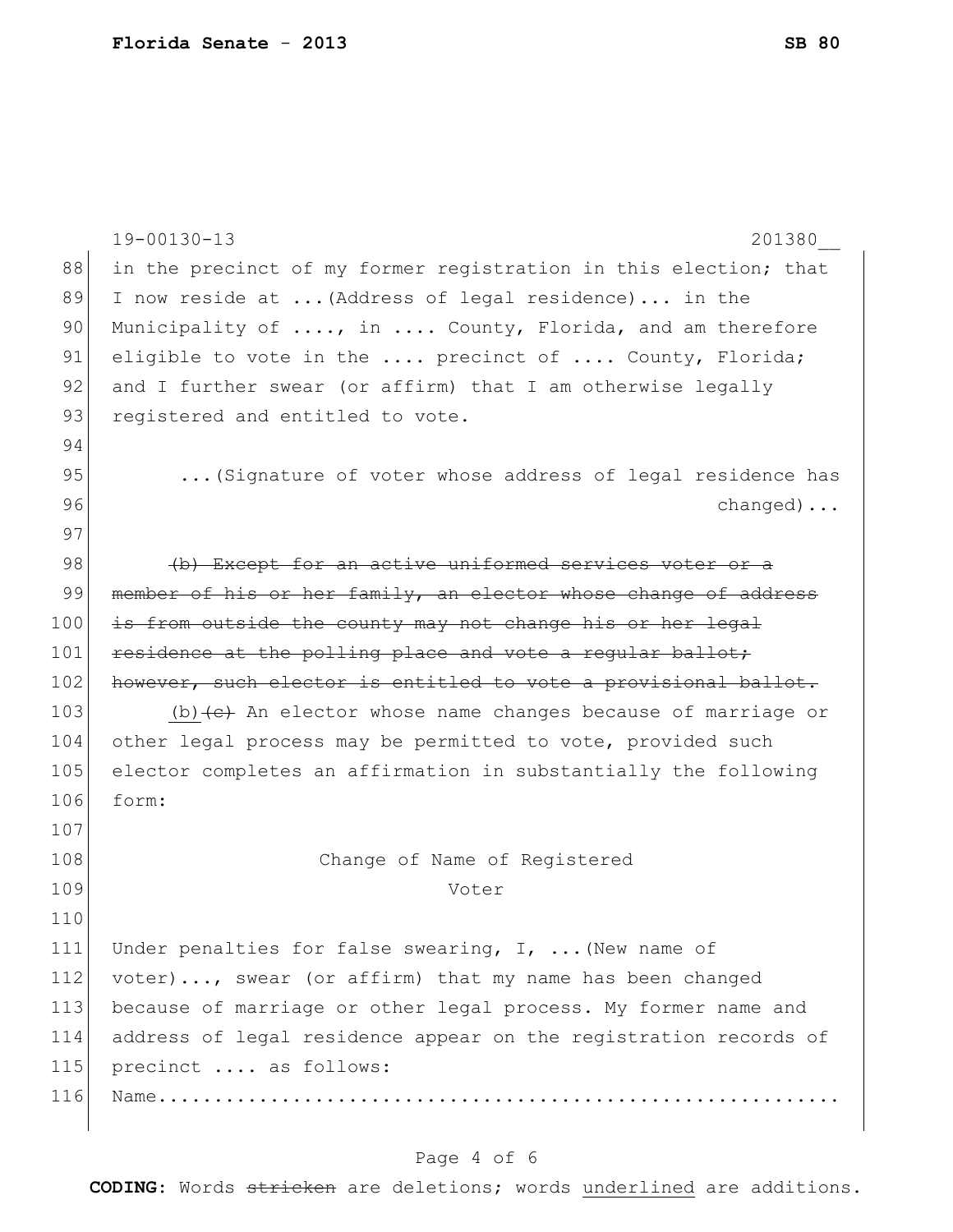in the precinct of my former registration in this election; that I now reside at ...(Address of legal residence)... in the Municipality of ...., in .... County, Florida, and am therefore eligible to vote in the .... precinct of .... County, Florida; and I further swear (or affirm) that I am otherwise legally registered and entitled to vote.

...(Signature of voter whose address of legal residence has changed)...

~~(b) Except for an active uniformed services voter or a member of his or her family, an elector whose change of address is from outside the county may not change his or her legal residence at the polling place and vote a regular ballot; however, such elector is entitled to vote a provisional ballot.~~

<u>(b)</u>~~(c)~~ An elector whose name changes because of marriage or other legal process may be permitted to vote, provided such elector completes an affirmation in substantially the following form:

Change of Name of Registered Voter

Under penalties for false swearing, I, ...(New name of voter)..., swear (or affirm) that my name has been changed because of marriage or other legal process. My former name and address of legal residence appear on the registration records of precinct .... as follows:

Name....................................................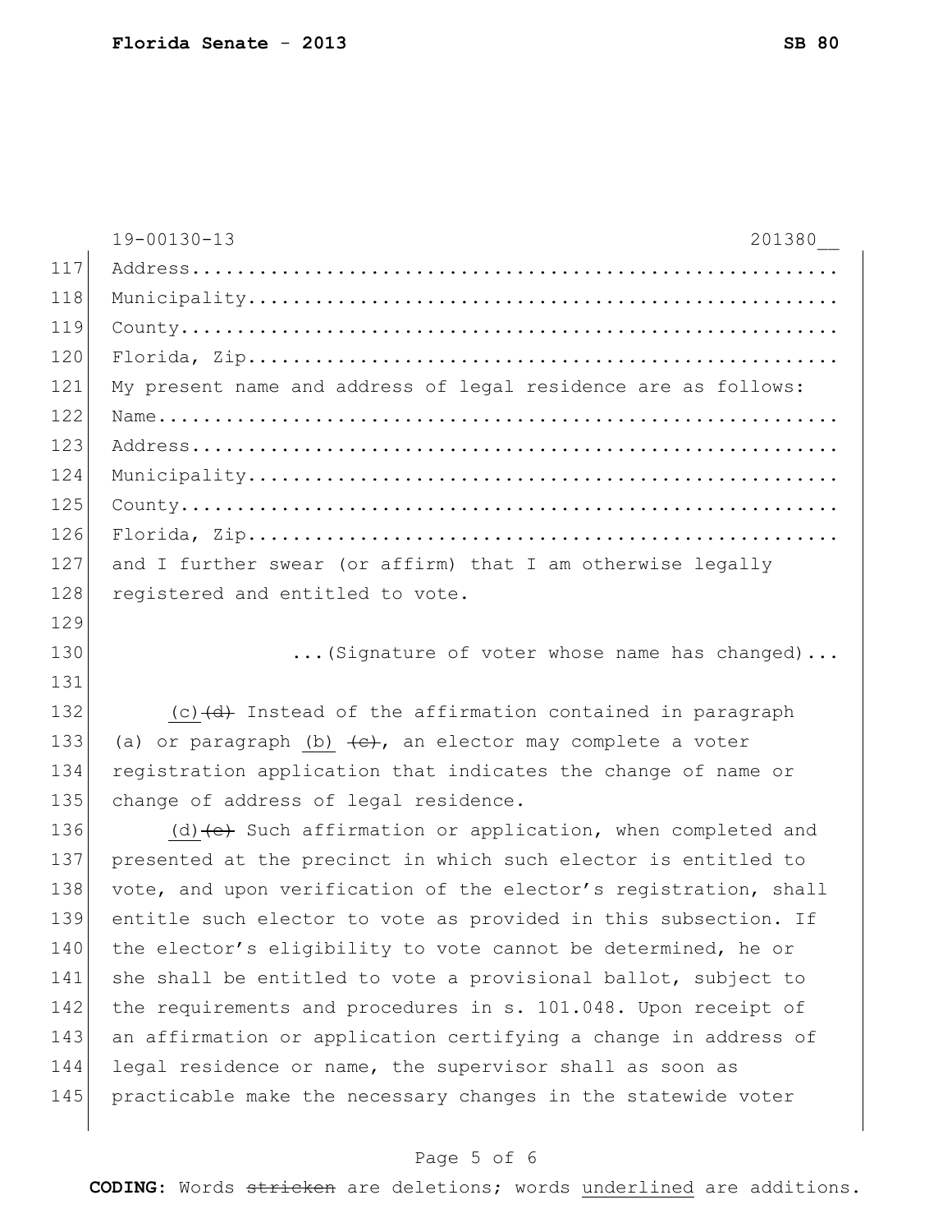Address.......................................................
Municipality..................................................
County........................................................
Florida, Zip..................................................
My present name and address of legal residence are as follows:
Name..........................................................
Address.......................................................
Municipality..................................................
County........................................................
Florida, Zip..................................................
and I further swear (or affirm) that I am otherwise legally registered and entitled to vote.

...(Signature of voter whose name has changed)...

(c) ~~(d)~~ Instead of the affirmation contained in paragraph (a) or paragraph (b) ~~(c)~~, an elector may complete a voter registration application that indicates the change of name or change of address of legal residence.

(d) ~~(e)~~ Such affirmation or application, when completed and presented at the precinct in which such elector is entitled to vote, and upon verification of the elector's registration, shall entitle such elector to vote as provided in this subsection. If the elector's eligibility to vote cannot be determined, he or she shall be entitled to vote a provisional ballot, subject to the requirements and procedures in s. 101.048. Upon receipt of an affirmation or application certifying a change in address of legal residence or name, the supervisor shall as soon as practicable make the necessary changes in the statewide voter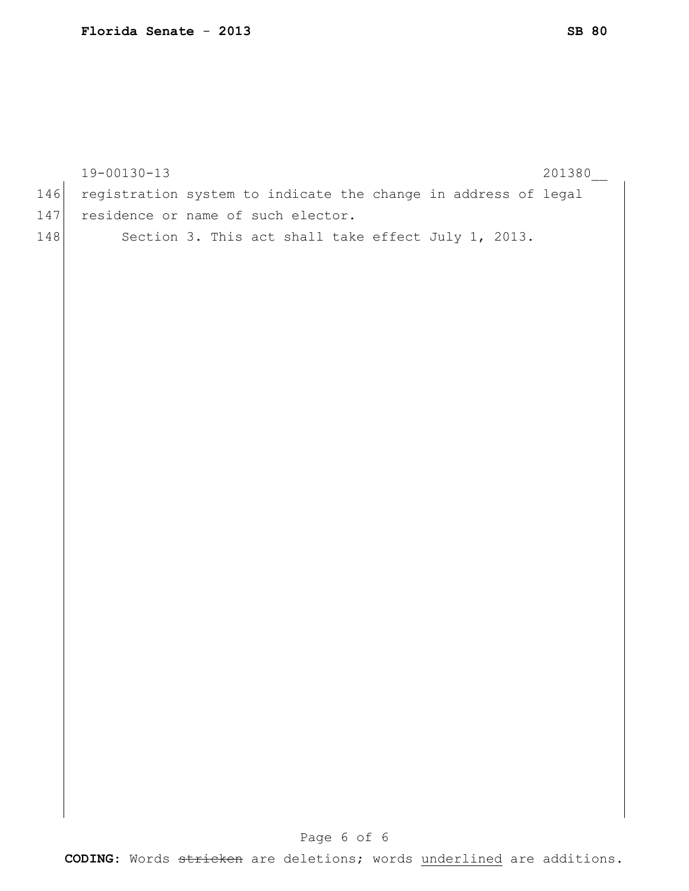registration system to indicate the change in address of legal residence or name of such elector.

Section 3. This act shall take effect July 1, 2013.